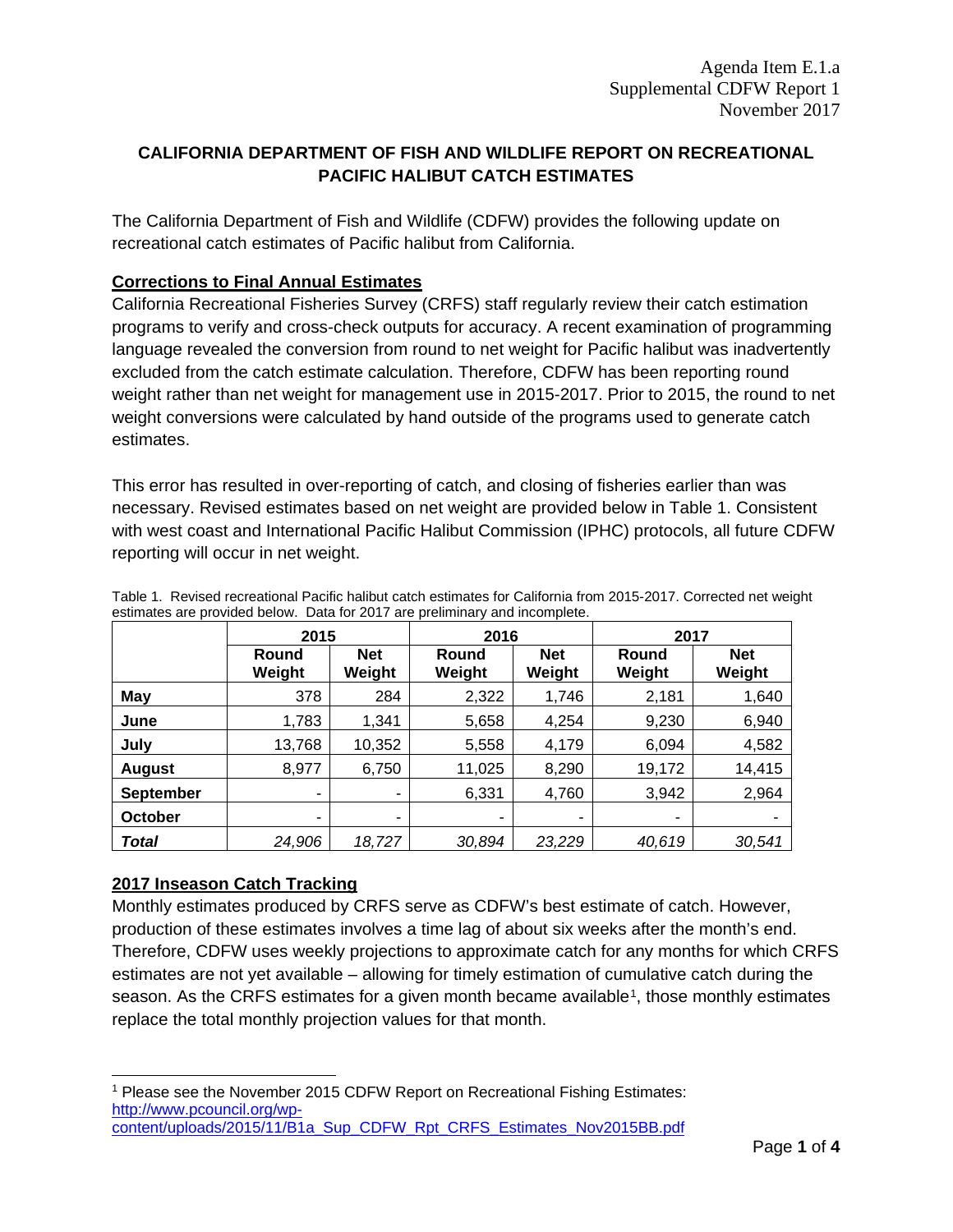Agenda Item E.1.a
Supplemental CDFW Report 1
November 2017

# CALIFORNIA DEPARTMENT OF FISH AND WILDLIFE REPORT ON RECREATIONAL PACIFIC HALIBUT CATCH ESTIMATES

The California Department of Fish and Wildlife (CDFW) provides the following update on recreational catch estimates of Pacific halibut from California.

## Corrections to Final Annual Estimates

California Recreational Fisheries Survey (CRFS) staff regularly review their catch estimation programs to verify and cross-check outputs for accuracy. A recent examination of programming language revealed the conversion from round to net weight for Pacific halibut was inadvertently excluded from the catch estimate calculation. Therefore, CDFW has been reporting round weight rather than net weight for management use in 2015-2017. Prior to 2015, the round to net weight conversions were calculated by hand outside of the programs used to generate catch estimates.

This error has resulted in over-reporting of catch, and closing of fisheries earlier than was necessary. Revised estimates based on net weight are provided below in Table 1. Consistent with west coast and International Pacific Halibut Commission (IPHC) protocols, all future CDFW reporting will occur in net weight.

Table 1. Revised recreational Pacific halibut catch estimates for California from 2015-2017. Corrected net weight estimates are provided below. Data for 2017 are preliminary and incomplete.

| | 2015 | | 2016 | | 2017 | |
|---|---|---|---|---|---|---|
| | Round Weight | Net Weight | Round Weight | Net Weight | Round Weight | Net Weight |
| **May** | 378 | 284 | 2,322 | 1,746 | 2,181 | 1,640 |
| **June** | 1,783 | 1,341 | 5,658 | 4,254 | 9,230 | 6,940 |
| **July** | 13,768 | 10,352 | 5,558 | 4,179 | 6,094 | 4,582 |
| **August** | 8,977 | 6,750 | 11,025 | 8,290 | 19,172 | 14,415 |
| **September** | - | - | 6,331 | 4,760 | 3,942 | 2,964 |
| **October** | - | - | - | - | - | - |
| ***Total*** | *24,906* | *18,727* | *30,894* | *23,229* | *40,619* | *30,541* |

## 2017 Inseason Catch Tracking

Monthly estimates produced by CRFS serve as CDFW's best estimate of catch. However, production of these estimates involves a time lag of about six weeks after the month's end. Therefore, CDFW uses weekly projections to approximate catch for any months for which CRFS estimates are not yet available – allowing for timely estimation of cumulative catch during the season. As the CRFS estimates for a given month became available[1], those monthly estimates replace the total monthly projection values for that month.

[1] Please see the November 2015 CDFW Report on Recreational Fishing Estimates: http://www.pcouncil.org/wp-content/uploads/2015/11/B1a_Sup_CDFW_Rpt_CRFS_Estimates_Nov2015BB.pdf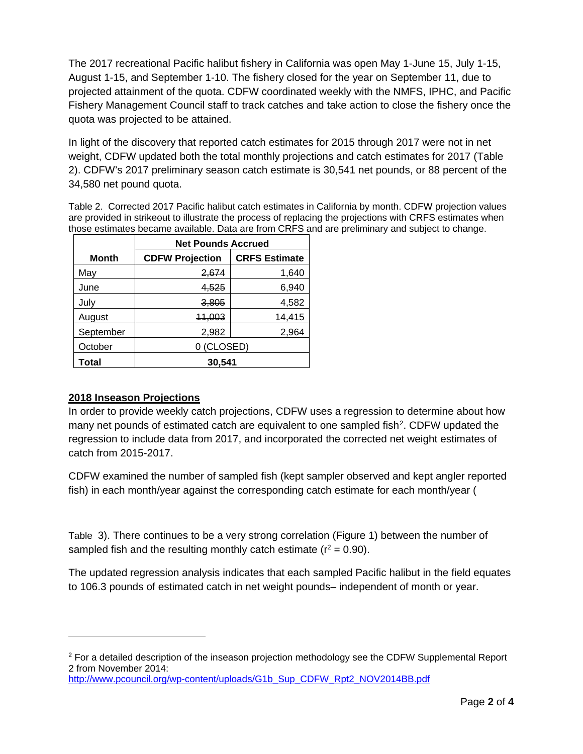The 2017 recreational Pacific halibut fishery in California was open May 1-June 15, July 1-15, August 1-15, and September 1-10. The fishery closed for the year on September 11, due to projected attainment of the quota. CDFW coordinated weekly with the NMFS, IPHC, and Pacific Fishery Management Council staff to track catches and take action to close the fishery once the quota was projected to be attained.

In light of the discovery that reported catch estimates for 2015 through 2017 were not in net weight, CDFW updated both the total monthly projections and catch estimates for 2017 (Table 2). CDFW's 2017 preliminary season catch estimate is 30,541 net pounds, or 88 percent of the 34,580 net pound quota.

Table 2. Corrected 2017 Pacific halibut catch estimates in California by month. CDFW projection values are provided in ~~strikeout~~ to illustrate the process of replacing the projections with CRFS estimates when those estimates became available. Data are from CRFS and are preliminary and subject to change.

| Month | Net Pounds Accrued | |
|---|---|---|
| | **CDFW Projection** | **CRFS Estimate** |
| May | ~~2,674~~ | 1,640 |
| June | ~~4,525~~ | 6,940 |
| July | ~~3,805~~ | 4,582 |
| August | ~~11,003~~ | 14,415 |
| September | ~~2,982~~ | 2,964 |
| October | 0 (CLOSED) | |
| **Total** | **30,541** | |

## 2018 Inseason Projections

In order to provide weekly catch projections, CDFW uses a regression to determine about how many net pounds of estimated catch are equivalent to one sampled fish[2]. CDFW updated the regression to include data from 2017, and incorporated the corrected net weight estimates of catch from 2015-2017.

CDFW examined the number of sampled fish (kept sampler observed and kept angler reported fish) in each month/year against the corresponding catch estimate for each month/year (Table 3). There continues to be a very strong correlation (Figure 1) between the number of sampled fish and the resulting monthly catch estimate ($r^2 = 0.90$).

The updated regression analysis indicates that each sampled Pacific halibut in the field equates to 106.3 pounds of estimated catch in net weight pounds– independent of month or year.

[2] For a detailed description of the inseason projection methodology see the CDFW Supplemental Report 2 from November 2014: http://www.pcouncil.org/wp-content/uploads/G1b_Sup_CDFW_Rpt2_NOV2014BB.pdf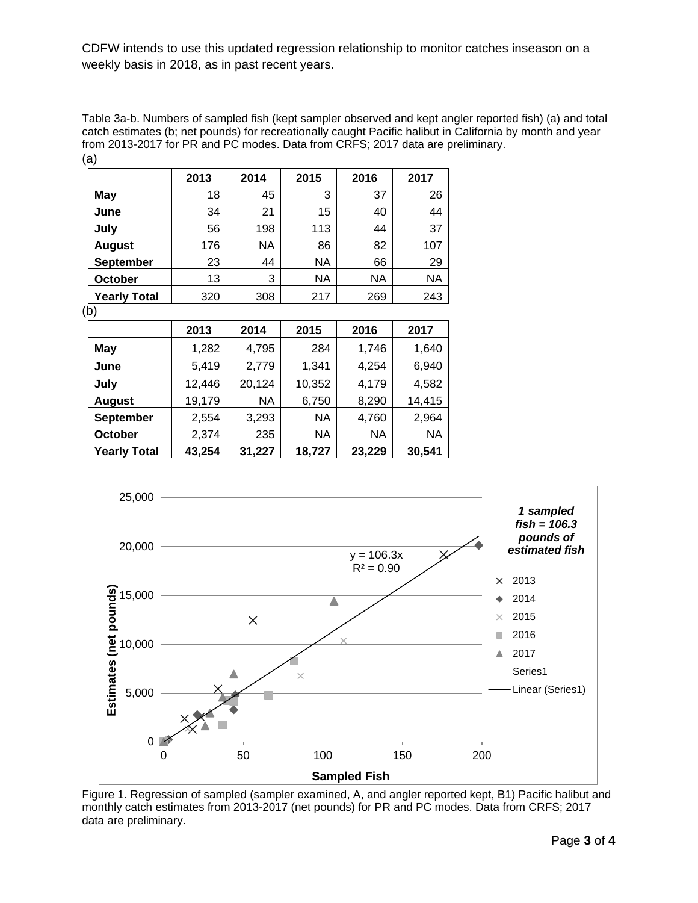CDFW intends to use this updated regression relationship to monitor catches inseason on a weekly basis in 2018, as in past recent years.

Table 3a-b. Numbers of sampled fish (kept sampler observed and kept angler reported fish) (a) and total catch estimates (b; net pounds) for recreationally caught Pacific halibut in California by month and year from 2013-2017 for PR and PC modes. Data from CRFS; 2017 data are preliminary.

(a)

| | 2013 | 2014 | 2015 | 2016 | 2017 |
|---|---|---|---|---|---|
| **May** | 18 | 45 | 3 | 37 | 26 |
| **June** | 34 | 21 | 15 | 40 | 44 |
| **July** | 56 | 198 | 113 | 44 | 37 |
| **August** | 176 | NA | 86 | 82 | 107 |
| **September** | 23 | 44 | NA | 66 | 29 |
| **October** | 13 | 3 | NA | NA | NA |
| **Yearly Total** | 320 | 308 | 217 | 269 | 243 |

(b)

| | 2013 | 2014 | 2015 | 2016 | 2017 |
|---|---|---|---|---|---|
| **May** | 1,282 | 4,795 | 284 | 1,746 | 1,640 |
| **June** | 5,419 | 2,779 | 1,341 | 4,254 | 6,940 |
| **July** | 12,446 | 20,124 | 10,352 | 4,179 | 4,582 |
| **August** | 19,179 | NA | 6,750 | 8,290 | 14,415 |
| **September** | 2,554 | 3,293 | NA | 4,760 | 2,964 |
| **October** | 2,374 | 235 | NA | NA | NA |
| **Yearly Total** | **43,254** | **31,227** | **18,727** | **23,229** | **30,541** |

Figure 1. Regression of sampled (sampler examined, A, and angler reported kept, B1) Pacific halibut and monthly catch estimates from 2013-2017 (net pounds) for PR and PC modes. Data from CRFS; 2017 data are preliminary.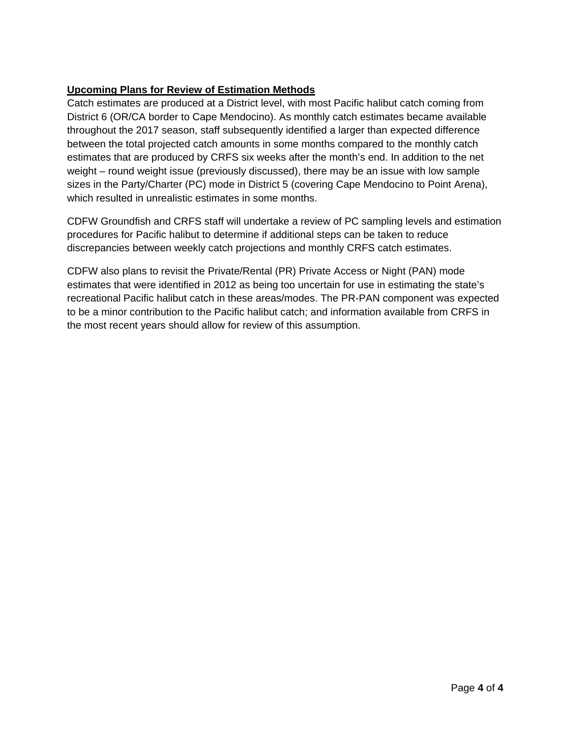**Upcoming Plans for Review of Estimation Methods**

Catch estimates are produced at a District level, with most Pacific halibut catch coming from District 6 (OR/CA border to Cape Mendocino). As monthly catch estimates became available throughout the 2017 season, staff subsequently identified a larger than expected difference between the total projected catch amounts in some months compared to the monthly catch estimates that are produced by CRFS six weeks after the month's end. In addition to the net weight – round weight issue (previously discussed), there may be an issue with low sample sizes in the Party/Charter (PC) mode in District 5 (covering Cape Mendocino to Point Arena), which resulted in unrealistic estimates in some months.

CDFW Groundfish and CRFS staff will undertake a review of PC sampling levels and estimation procedures for Pacific halibut to determine if additional steps can be taken to reduce discrepancies between weekly catch projections and monthly CRFS catch estimates.

CDFW also plans to revisit the Private/Rental (PR) Private Access or Night (PAN) mode estimates that were identified in 2012 as being too uncertain for use in estimating the state's recreational Pacific halibut catch in these areas/modes. The PR-PAN component was expected to be a minor contribution to the Pacific halibut catch; and information available from CRFS in the most recent years should allow for review of this assumption.